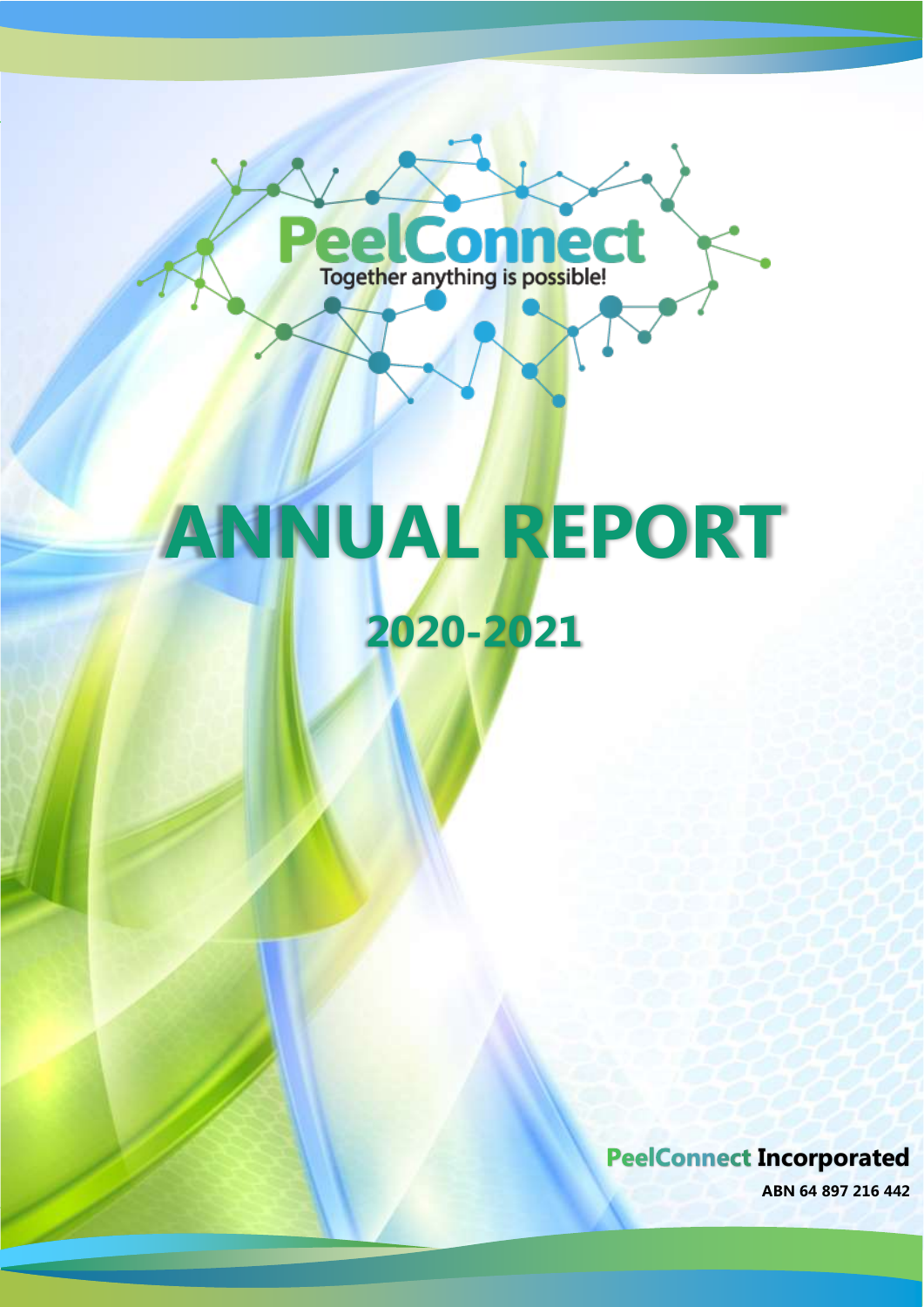PeelConnect

Together anything is possible!

# ANNUAL REPORT

## 2020-2021

**PeelConnect Incorporated**

**ABN 64 897 216 442**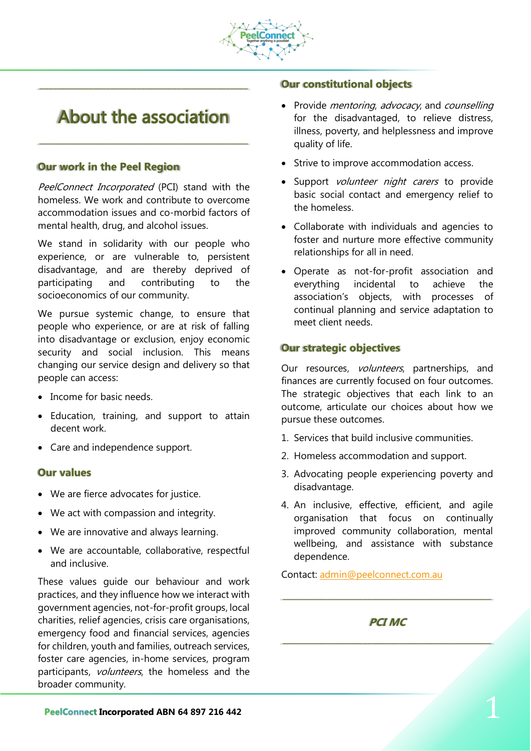# About the association

## Our work in the Peel Region

*PeelConnect Incorporated* (PCI) stand with the homeless. We work and contribute to overcome accommodation issues and co-morbid factors of mental health, drug, and alcohol issues.

We stand in solidarity with our people who experience, or are vulnerable to, persistent disadvantage, and are thereby deprived of participating and contributing to the socioeconomics of our community.

We pursue systemic change, to ensure that people who experience, or are at risk of falling into disadvantage or exclusion, enjoy economic security and social inclusion. This means changing our service design and delivery so that people can access:

- Income for basic needs.
- Education, training, and support to attain decent work.
- Care and independence support.

## Our values

- We are fierce advocates for justice.
- We act with compassion and integrity.
- We are innovative and always learning.
- We are accountable, collaborative, respectful and inclusive.

These values guide our behaviour and work practices, and they influence how we interact with government agencies, not-for-profit groups, local charities, relief agencies, crisis care organisations, emergency food and financial services, agencies for children, youth and families, outreach services, foster care agencies, in-home services, program participants, *volunteers*, the homeless and the broader community.

## Our constitutional objects

- Provide *mentoring*, *advocacy*, and *counselling* for the disadvantaged, to relieve distress, illness, poverty, and helplessness and improve quality of life.
- Strive to improve accommodation access.
- Support *volunteer night carers* to provide basic social contact and emergency relief to the homeless.
- Collaborate with individuals and agencies to foster and nurture more effective community relationships for all in need.
- Operate as not-for-profit association and everything incidental to achieve the association's objects, with processes of continual planning and service adaptation to meet client needs.

## Our strategic objectives

Our resources, *volunteers*, partnerships, and finances are currently focused on four outcomes. The strategic objectives that each link to an outcome, articulate our choices about how we pursue these outcomes.

1. Services that build inclusive communities.
2. Homeless accommodation and support.
3. Advocating people experiencing poverty and disadvantage.
4. An inclusive, effective, efficient, and agile organisation that focus on continually improved community collaboration, mental wellbeing, and assistance with substance dependence.

Contact: admin@peelconnect.com.au

***PCI MC***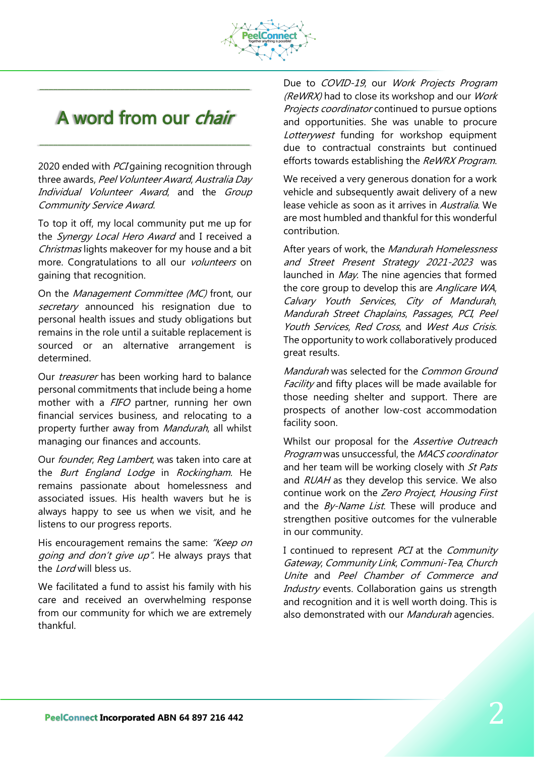# A word from our *chair*

2020 ended with *PCI* gaining recognition through three awards, *Peel Volunteer Award*, *Australia Day Individual Volunteer Award*, and the *Group Community Service Award*.

To top it off, my local community put me up for the *Synergy Local Hero Award* and I received a *Christmas* lights makeover for my house and a bit more. Congratulations to all our *volunteers* on gaining that recognition.

On the *Management Committee (MC)* front, our *secretary* announced his resignation due to personal health issues and study obligations but remains in the role until a suitable replacement is sourced or an alternative arrangement is determined.

Our *treasurer* has been working hard to balance personal commitments that include being a home mother with a *FIFO* partner, running her own financial services business, and relocating to a property further away from *Mandurah*, all whilst managing our finances and accounts.

Our *founder*, *Reg Lambert*, was taken into care at the *Burt England Lodge* in *Rockingham*. He remains passionate about homelessness and associated issues. His health wavers but he is always happy to see us when we visit, and he listens to our progress reports.

His encouragement remains the same: *"Keep on going and don't give up"*. He always prays that the *Lord* will bless us.

We facilitated a fund to assist his family with his care and received an overwhelming response from our community for which we are extremely thankful.

Due to *COVID-19*, our *Work Projects Program (ReWRX)* had to close its workshop and our *Work Projects coordinator* continued to pursue options and opportunities. She was unable to procure *Lotterywest* funding for workshop equipment due to contractual constraints but continued efforts towards establishing the *ReWRX Program*.

We received a very generous donation for a work vehicle and subsequently await delivery of a new lease vehicle as soon as it arrives in *Australia*. We are most humbled and thankful for this wonderful contribution.

After years of work, the *Mandurah Homelessness and Street Present Strategy 2021-2023* was launched in *May*. The nine agencies that formed the core group to develop this are *Anglicare WA*, *Calvary Youth Services*, *City of Mandurah*, *Mandurah Street Chaplains*, *Passages*, *PCI*, *Peel Youth Services*, *Red Cross*, and *West Aus Crisis*. The opportunity to work collaboratively produced great results.

*Mandurah* was selected for the *Common Ground Facility* and fifty places will be made available for those needing shelter and support. There are prospects of another low-cost accommodation facility soon.

Whilst our proposal for the *Assertive Outreach Program* was unsuccessful, the *MACS coordinator* and her team will be working closely with *St Pats* and *RUAH* as they develop this service. We also continue work on the *Zero Project*, *Housing First* and the *By-Name List*. These will produce and strengthen positive outcomes for the vulnerable in our community.

I continued to represent *PCI* at the *Community Gateway*, *Community Link*, *Communi-Tea*, *Church Unite* and *Peel Chamber of Commerce and Industry* events. Collaboration gains us strength and recognition and it is well worth doing. This is also demonstrated with our *Mandurah* agencies.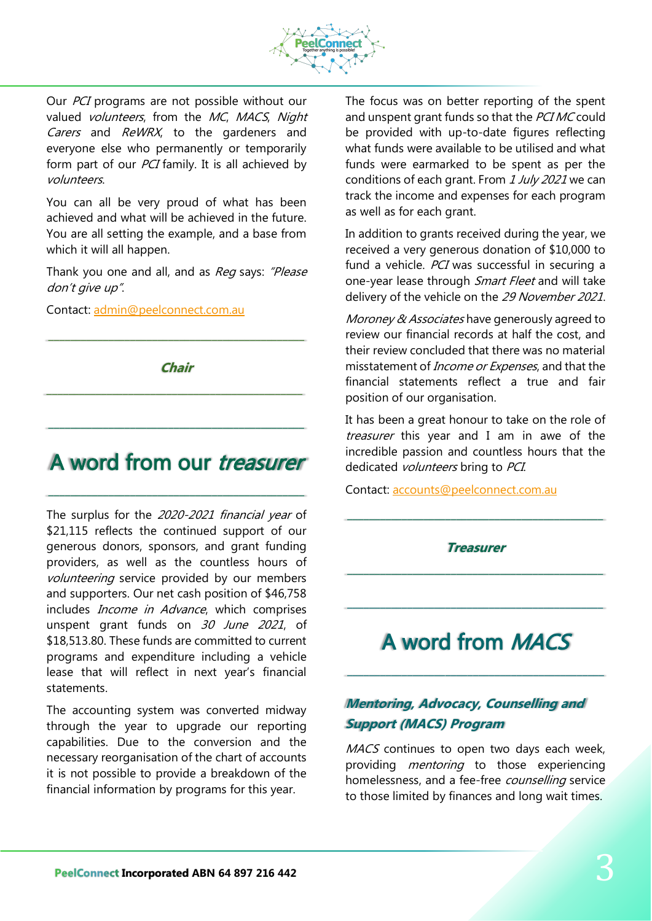Our *PCI* programs are not possible without our valued *volunteers*, from the *MC*, *MACS*, *Night Carers* and *ReWRX*, to the gardeners and everyone else who permanently or temporarily form part of our *PCI* family. It is all achieved by *volunteers*.

You can all be very proud of what has been achieved and what will be achieved in the future. You are all setting the example, and a base from which it will all happen.

Thank you one and all, and as *Reg* says: *"Please don't give up"*.

Contact: admin@peelconnect.com.au

***Chair***

# A word from our *treasurer*

The surplus for the *2020-2021 financial year* of $21,115 reflects the continued support of our generous donors, sponsors, and grant funding providers, as well as the countless hours of *volunteering* service provided by our members and supporters. Our net cash position of $46,758 includes *Income in Advance*, which comprises unspent grant funds on *30 June 2021*, of $18,513.80. These funds are committed to current programs and expenditure including a vehicle lease that will reflect in next year's financial statements.

The accounting system was converted midway through the year to upgrade our reporting capabilities. Due to the conversion and the necessary reorganisation of the chart of accounts it is not possible to provide a breakdown of the financial information by programs for this year.

The focus was on better reporting of the spent and unspent grant funds so that the *PCI MC* could be provided with up-to-date figures reflecting what funds were available to be utilised and what funds were earmarked to be spent as per the conditions of each grant. From *1 July 2021* we can track the income and expenses for each program as well as for each grant.

In addition to grants received during the year, we received a very generous donation of $10,000 to fund a vehicle. *PCI* was successful in securing a one-year lease through *Smart Fleet* and will take delivery of the vehicle on the *29 November 2021*.

*Moroney & Associates* have generously agreed to review our financial records at half the cost, and their review concluded that there was no material misstatement of *Income or Expenses*, and that the financial statements reflect a true and fair position of our organisation.

It has been a great honour to take on the role of *treasurer* this year and I am in awe of the incredible passion and countless hours that the dedicated *volunteers* bring to *PCI*.

Contact: accounts@peelconnect.com.au

***Treasurer***

# A word from *MACS*

## *Mentoring, Advocacy, Counselling and Support (MACS) Program*

*MACS* continues to open two days each week, providing *mentoring* to those experiencing homelessness, and a fee-free *counselling* service to those limited by finances and long wait times.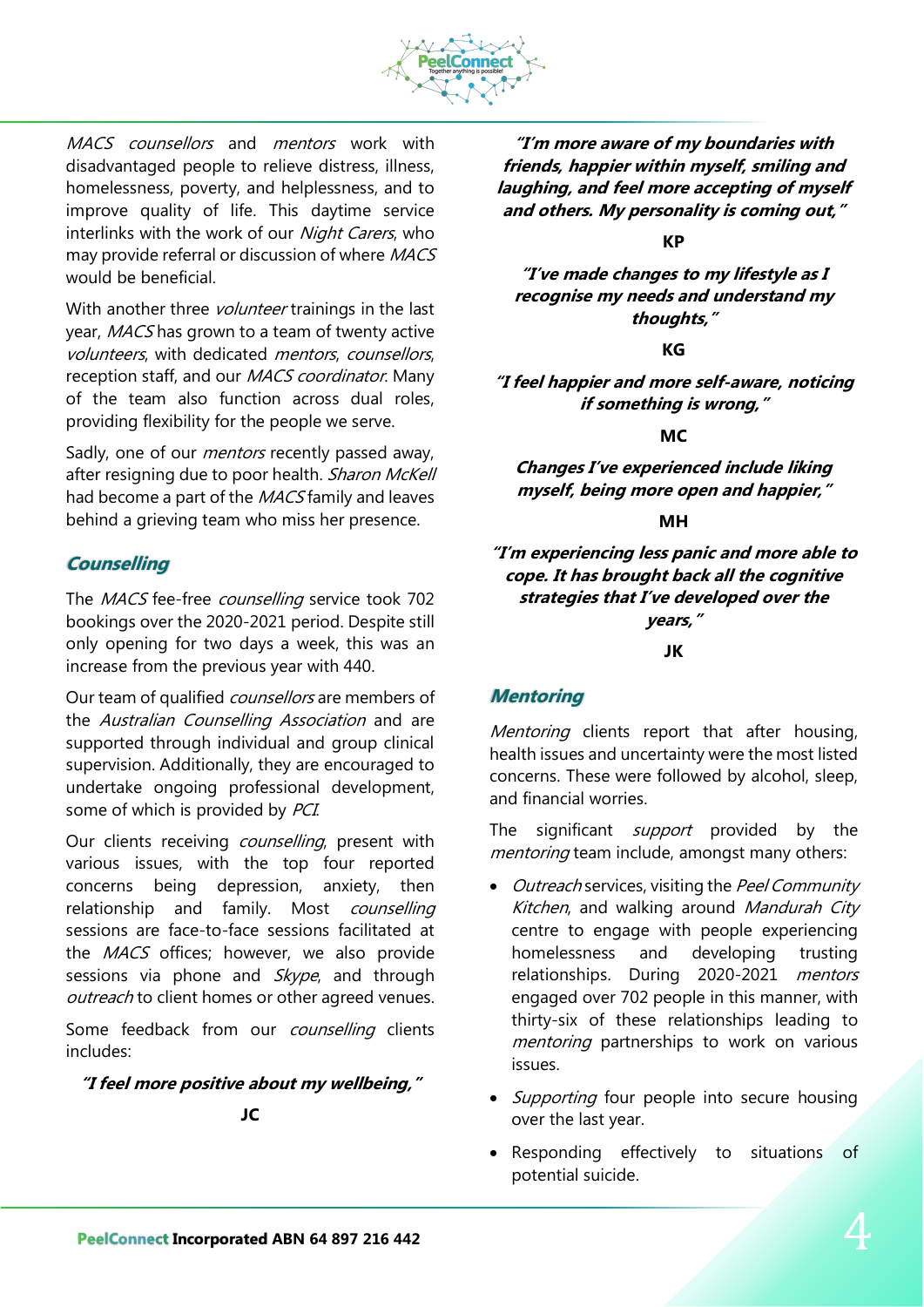*MACS counsellors* and *mentors* work with disadvantaged people to relieve distress, illness, homelessness, poverty, and helplessness, and to improve quality of life. This daytime service interlinks with the work of our *Night Carers*, who may provide referral or discussion of where *MACS* would be beneficial.

With another three *volunteer* trainings in the last year, *MACS* has grown to a team of twenty active *volunteers*, with dedicated *mentors*, *counsellors*, reception staff, and our *MACS coordinator*. Many of the team also function across dual roles, providing flexibility for the people we serve.

Sadly, one of our *mentors* recently passed away, after resigning due to poor health. *Sharon McKell* had become a part of the *MACS* family and leaves behind a grieving team who miss her presence.

## *Counselling*

The *MACS* fee-free *counselling* service took 702 bookings over the 2020-2021 period. Despite still only opening for two days a week, this was an increase from the previous year with 440.

Our team of qualified *counsellors* are members of the *Australian Counselling Association* and are supported through individual and group clinical supervision. Additionally, they are encouraged to undertake ongoing professional development, some of which is provided by *PCI*.

Our clients receiving *counselling*, present with various issues, with the top four reported concerns being depression, anxiety, then relationship and family. Most *counselling* sessions are face-to-face sessions facilitated at the *MACS* offices; however, we also provide sessions via phone and *Skype*, and through *outreach* to client homes or other agreed venues.

Some feedback from our *counselling* clients includes:

***"I feel more positive about my wellbeing,"***

**JC**

***"I'm more aware of my boundaries with friends, happier within myself, smiling and laughing, and feel more accepting of myself and others. My personality is coming out,"***

**KP**

***"I've made changes to my lifestyle as I recognise my needs and understand my thoughts,"***

**KG**

***"I feel happier and more self-aware, noticing if something is wrong,"***

**MC**

***Changes I've experienced include liking myself, being more open and happier,"***

**MH**

***"I'm experiencing less panic and more able to cope. It has brought back all the cognitive strategies that I've developed over the years,"***

**JK**

## *Mentoring*

*Mentoring* clients report that after housing, health issues and uncertainty were the most listed concerns. These were followed by alcohol, sleep, and financial worries.

The significant *support* provided by the *mentoring* team include, amongst many others:

- *Outreach* services, visiting the *Peel Community Kitchen*, and walking around *Mandurah City* centre to engage with people experiencing homelessness and developing trusting relationships. During 2020-2021 *mentors* engaged over 702 people in this manner, with thirty-six of these relationships leading to *mentoring* partnerships to work on various issues.
- *Supporting* four people into secure housing over the last year.
- Responding effectively to situations of potential suicide.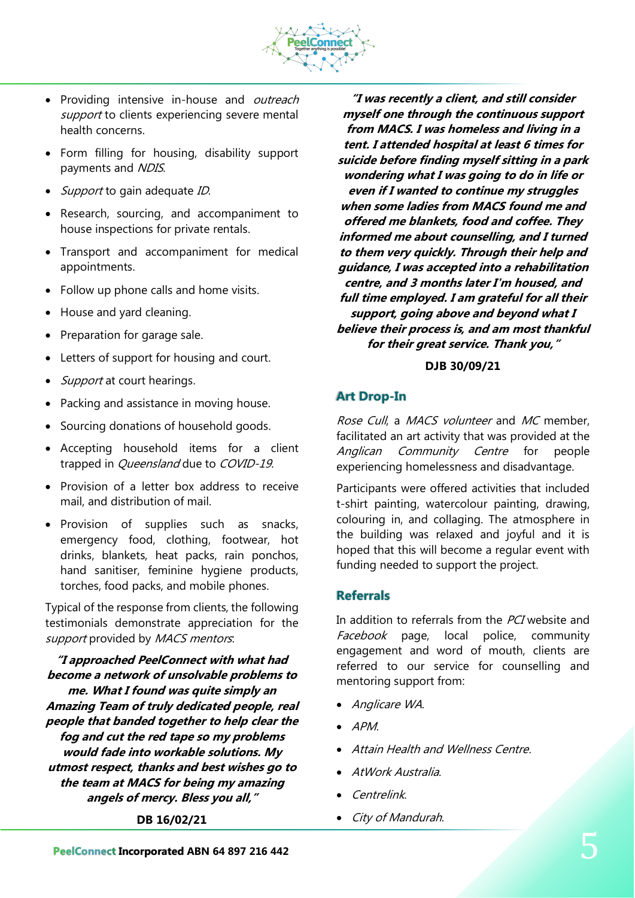- Providing intensive in-house and *outreach support* to clients experiencing severe mental health concerns.
- Form filling for housing, disability support payments and *NDIS*.
- *Support* to gain adequate *ID*.
- Research, sourcing, and accompaniment to house inspections for private rentals.
- Transport and accompaniment for medical appointments.
- Follow up phone calls and home visits.
- House and yard cleaning.
- Preparation for garage sale.
- Letters of support for housing and court.
- *Support* at court hearings.
- Packing and assistance in moving house.
- Sourcing donations of household goods.
- Accepting household items for a client trapped in *Queensland* due to *COVID-19*.
- Provision of a letter box address to receive mail, and distribution of mail.
- Provision of supplies such as snacks, emergency food, clothing, footwear, hot drinks, blankets, heat packs, rain ponchos, hand sanitiser, feminine hygiene products, torches, food packs, and mobile phones.

Typical of the response from clients, the following testimonials demonstrate appreciation for the *support* provided by *MACS mentors*:

***"I approached PeelConnect with what had become a network of unsolvable problems to me. What I found was quite simply an Amazing Team of truly dedicated people, real people that banded together to help clear the fog and cut the red tape so my problems would fade into workable solutions. My utmost respect, thanks and best wishes go to the team at MACS for being my amazing angels of mercy. Bless you all,"***

**DB 16/02/21**

***"I was recently a client, and still consider myself one through the continuous support from MACS. I was homeless and living in a tent. I attended hospital at least 6 times for suicide before finding myself sitting in a park wondering what I was going to do in life or even if I wanted to continue my struggles when some ladies from MACS found me and offered me blankets, food and coffee. They informed me about counselling, and I turned to them very quickly. Through their help and guidance, I was accepted into a rehabilitation centre, and 3 months later I'm housed, and full time employed. I am grateful for all their support, going above and beyond what I believe their process is, and am most thankful for their great service. Thank you,"***

**DJB 30/09/21**

## Art Drop-In

*Rose Cull*, a *MACS volunteer* and *MC* member, facilitated an art activity that was provided at the *Anglican Community Centre* for people experiencing homelessness and disadvantage.

Participants were offered activities that included t-shirt painting, watercolour painting, drawing, colouring in, and collaging. The atmosphere in the building was relaxed and joyful and it is hoped that this will become a regular event with funding needed to support the project.

## Referrals

In addition to referrals from the *PCI* website and *Facebook* page, local police, community engagement and word of mouth, clients are referred to our service for counselling and mentoring support from:

- *Anglicare WA*.
- *APM*.
- *Attain Health and Wellness Centre*.
- *AtWork Australia*.
- *Centrelink*.
- *City of Mandurah*.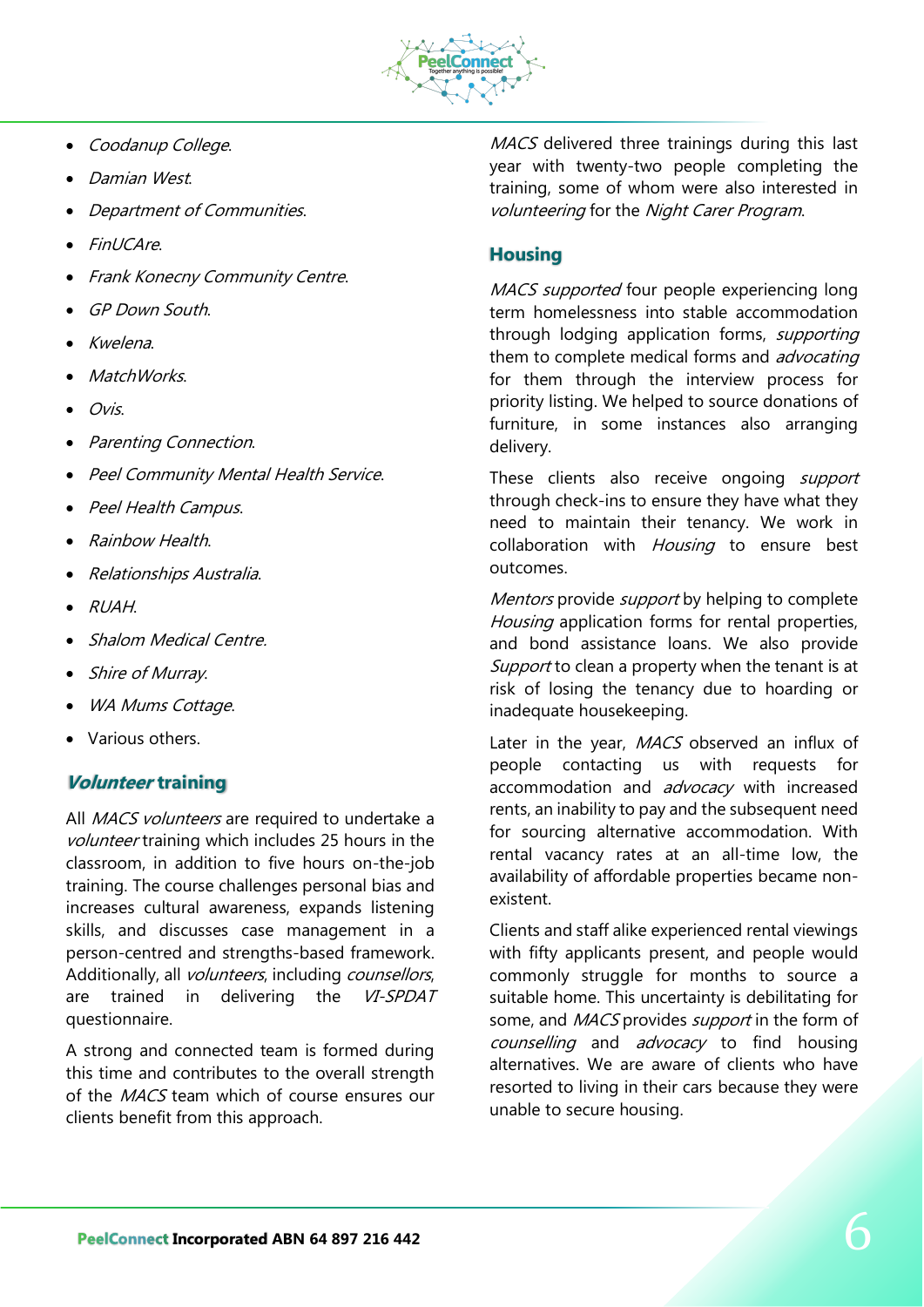- *Coodanup College*.
- *Damian West*.
- *Department of Communities*.
- *FinUCAre*.
- *Frank Konecny Community Centre*.
- *GP Down South*.
- *Kwelena*.
- *MatchWorks*.
- *Ovis*.
- *Parenting Connection*.
- *Peel Community Mental Health Service*.
- *Peel Health Campus*.
- *Rainbow Health*.
- *Relationships Australia*.
- *RUAH*.
- *Shalom Medical Centre*.
- *Shire of Murray*.
- *WA Mums Cottage*.
- Various others.

## *Volunteer* training

All *MACS volunteers* are required to undertake a *volunteer* training which includes 25 hours in the classroom, in addition to five hours on-the-job training. The course challenges personal bias and increases cultural awareness, expands listening skills, and discusses case management in a person-centred and strengths-based framework. Additionally, all *volunteers*, including *counsellors*, are trained in delivering the *VI-SPDAT* questionnaire.

A strong and connected team is formed during this time and contributes to the overall strength of the *MACS* team which of course ensures our clients benefit from this approach.

*MACS* delivered three trainings during this last year with twenty-two people completing the training, some of whom were also interested in *volunteering* for the *Night Carer Program*.

## Housing

*MACS supported* four people experiencing long term homelessness into stable accommodation through lodging application forms, *supporting* them to complete medical forms and *advocating* for them through the interview process for priority listing. We helped to source donations of furniture, in some instances also arranging delivery.

These clients also receive ongoing *support* through check-ins to ensure they have what they need to maintain their tenancy. We work in collaboration with *Housing* to ensure best outcomes.

*Mentors* provide *support* by helping to complete *Housing* application forms for rental properties, and bond assistance loans. We also provide *Support* to clean a property when the tenant is at risk of losing the tenancy due to hoarding or inadequate housekeeping.

Later in the year, *MACS* observed an influx of people contacting us with requests for accommodation and *advocacy* with increased rents, an inability to pay and the subsequent need for sourcing alternative accommodation. With rental vacancy rates at an all-time low, the availability of affordable properties became non-existent.

Clients and staff alike experienced rental viewings with fifty applicants present, and people would commonly struggle for months to source a suitable home. This uncertainty is debilitating for some, and *MACS* provides *support* in the form of *counselling* and *advocacy* to find housing alternatives. We are aware of clients who have resorted to living in their cars because they were unable to secure housing.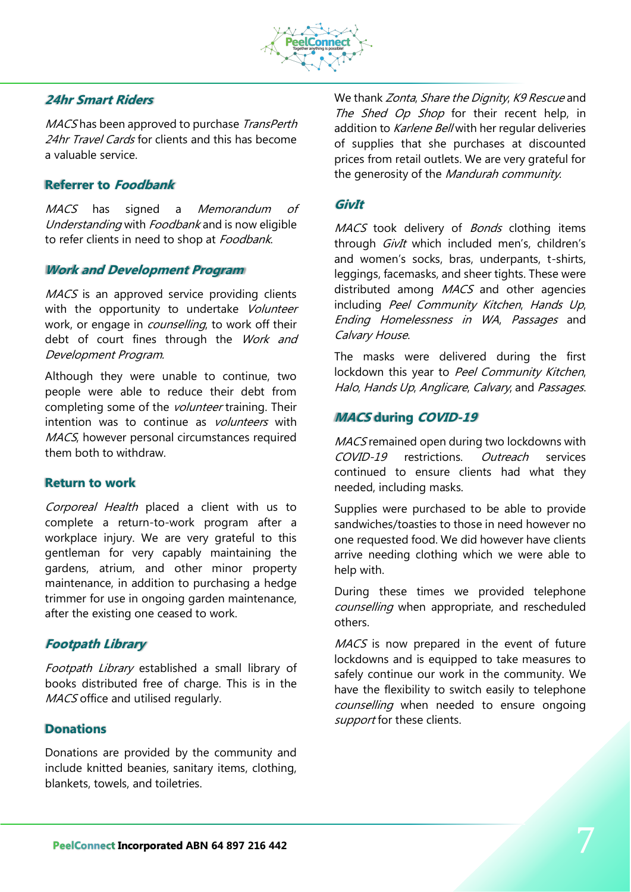## *24hr Smart Riders*

*MACS* has been approved to purchase *TransPerth 24hr Travel Cards* for clients and this has become a valuable service.

## Referrer to *Foodbank*

*MACS* has signed a *Memorandum of Understanding* with *Foodbank* and is now eligible to refer clients in need to shop at *Foodbank*.

## *Work and Development Program*

*MACS* is an approved service providing clients with the opportunity to undertake *Volunteer* work, or engage in *counselling*, to work off their debt of court fines through the *Work and Development Program*.

Although they were unable to continue, two people were able to reduce their debt from completing some of the *volunteer* training. Their intention was to continue as *volunteers* with *MACS*, however personal circumstances required them both to withdraw.

## Return to work

*Corporeal Health* placed a client with us to complete a return-to-work program after a workplace injury. We are very grateful to this gentleman for very capably maintaining the gardens, atrium, and other minor property maintenance, in addition to purchasing a hedge trimmer for use in ongoing garden maintenance, after the existing one ceased to work.

## *Footpath Library*

*Footpath Library* established a small library of books distributed free of charge. This is in the *MACS* office and utilised regularly.

## Donations

Donations are provided by the community and include knitted beanies, sanitary items, clothing, blankets, towels, and toiletries.

We thank *Zonta*, *Share the Dignity*, *K9 Rescue* and *The Shed Op Shop* for their recent help, in addition to *Karlene Bell* with her regular deliveries of supplies that she purchases at discounted prices from retail outlets. We are very grateful for the generosity of the *Mandurah community*.

## *GivIt*

*MACS* took delivery of *Bonds* clothing items through *GivIt* which included men's, children's and women's socks, bras, underpants, t-shirts, leggings, facemasks, and sheer tights. These were distributed among *MACS* and other agencies including *Peel Community Kitchen*, *Hands Up*, *Ending Homelessness in WA*, *Passages* and *Calvary House*.

The masks were delivered during the first lockdown this year to *Peel Community Kitchen*, *Halo*, *Hands Up*, *Anglicare*, *Calvary*, and *Passages*.

## *MACS* during *COVID-19*

*MACS* remained open during two lockdowns with *COVID-19* restrictions. *Outreach* services continued to ensure clients had what they needed, including masks.

Supplies were purchased to be able to provide sandwiches/toasties to those in need however no one requested food. We did however have clients arrive needing clothing which we were able to help with.

During these times we provided telephone *counselling* when appropriate, and rescheduled others.

*MACS* is now prepared in the event of future lockdowns and is equipped to take measures to safely continue our work in the community. We have the flexibility to switch easily to telephone *counselling* when needed to ensure ongoing *support* for these clients.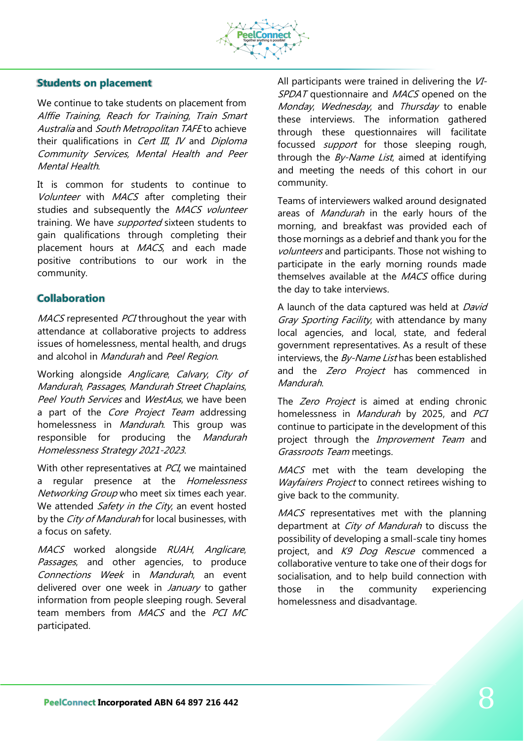## Students on placement

We continue to take students on placement from *Alffie Training*, *Reach for Training*, *Train Smart Australia* and *South Metropolitan TAFE* to achieve their qualifications in *Cert III*, *IV* and *Diploma Community Services, Mental Health and Peer Mental Health*.

It is common for students to continue to *Volunteer* with *MACS* after completing their studies and subsequently the *MACS volunteer* training. We have *supported* sixteen students to gain qualifications through completing their placement hours at *MACS*, and each made positive contributions to our work in the community.

## Collaboration

*MACS* represented *PCI* throughout the year with attendance at collaborative projects to address issues of homelessness, mental health, and drugs and alcohol in *Mandurah* and *Peel Region*.

Working alongside *Anglicare*, *Calvary*, *City of Mandurah*, *Passages*, *Mandurah Street Chaplains*, *Peel Youth Services* and *WestAus*, we have been a part of the *Core Project Team* addressing homelessness in *Mandurah*. This group was responsible for producing the *Mandurah Homelessness Strategy 2021-2023*.

With other representatives at *PCI*, we maintained a regular presence at the *Homelessness Networking Group* who meet six times each year. We attended *Safety in the City*, an event hosted by the *City of Mandurah* for local businesses, with a focus on safety.

*MACS* worked alongside *RUAH*, *Anglicare*, *Passages*, and other agencies, to produce *Connections Week* in *Mandurah*, an event delivered over one week in *January* to gather information from people sleeping rough. Several team members from *MACS* and the *PCI MC* participated.

All participants were trained in delivering the *VI-SPDAT* questionnaire and *MACS* opened on the *Monday*, *Wednesday*, and *Thursday* to enable these interviews. The information gathered through these questionnaires will facilitate focussed *support* for those sleeping rough, through the *By-Name List*, aimed at identifying and meeting the needs of this cohort in our community.

Teams of interviewers walked around designated areas of *Mandurah* in the early hours of the morning, and breakfast was provided each of those mornings as a debrief and thank you for the *volunteers* and participants. Those not wishing to participate in the early morning rounds made themselves available at the *MACS* office during the day to take interviews.

A launch of the data captured was held at *David Gray Sporting Facility*, with attendance by many local agencies, and local, state, and federal government representatives. As a result of these interviews, the *By-Name List* has been established and the *Zero Project* has commenced in *Mandurah*.

The *Zero Project* is aimed at ending chronic homelessness in *Mandurah* by 2025, and *PCI* continue to participate in the development of this project through the *Improvement Team* and *Grassroots Team* meetings.

*MACS* met with the team developing the *Wayfairers Project* to connect retirees wishing to give back to the community.

*MACS* representatives met with the planning department at *City of Mandurah* to discuss the possibility of developing a small-scale tiny homes project, and *K9 Dog Rescue* commenced a collaborative venture to take one of their dogs for socialisation, and to help build connection with those in the community experiencing homelessness and disadvantage.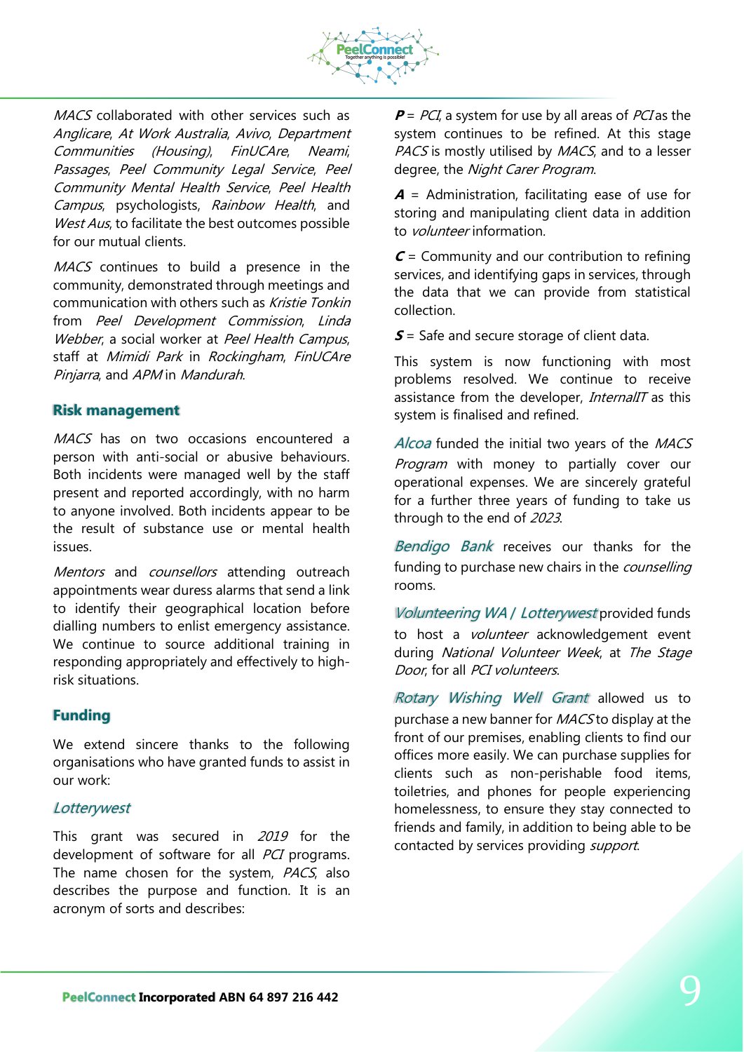*MACS* collaborated with other services such as *Anglicare*, *At Work Australia*, *Avivo*, *Department Communities (Housing)*, *FinUCAre*, *Neami*, *Passages*, *Peel Community Legal Service*, *Peel Community Mental Health Service*, *Peel Health Campus*, psychologists, *Rainbow Health*, and *West Aus*, to facilitate the best outcomes possible for our mutual clients.

*MACS* continues to build a presence in the community, demonstrated through meetings and communication with others such as *Kristie Tonkin* from *Peel Development Commission*, *Linda Webber*, a social worker at *Peel Health Campus*, staff at *Mimidi Park* in *Rockingham*, *FinUCAre Pinjarra*, and *APM* in *Mandurah*.

## Risk management

*MACS* has on two occasions encountered a person with anti-social or abusive behaviours. Both incidents were managed well by the staff present and reported accordingly, with no harm to anyone involved. Both incidents appear to be the result of substance use or mental health issues.

*Mentors* and *counsellors* attending outreach appointments wear duress alarms that send a link to identify their geographical location before dialling numbers to enlist emergency assistance. We continue to source additional training in responding appropriately and effectively to high-risk situations.

## Funding

We extend sincere thanks to the following organisations who have granted funds to assist in our work:

### *Lotterywest*

This grant was secured in *2019* for the development of software for all *PCI* programs. The name chosen for the system, *PACS*, also describes the purpose and function. It is an acronym of sorts and describes:

***P*** = *PCI*, a system for use by all areas of *PCI* as the system continues to be refined. At this stage *PACS* is mostly utilised by *MACS*, and to a lesser degree, the *Night Carer Program*.

***A*** = Administration, facilitating ease of use for storing and manipulating client data in addition to *volunteer* information.

***C*** = Community and our contribution to refining services, and identifying gaps in services, through the data that we can provide from statistical collection.

***S*** = Safe and secure storage of client data.

This system is now functioning with most problems resolved. We continue to receive assistance from the developer, *InternalIT* as this system is finalised and refined.

*Alcoa* funded the initial two years of the *MACS Program* with money to partially cover our operational expenses. We are sincerely grateful for a further three years of funding to take us through to the end of *2023*.

*Bendigo Bank* receives our thanks for the funding to purchase new chairs in the *counselling* rooms.

*Volunteering WA / Lotterywest* provided funds to host a *volunteer* acknowledgement event during *National Volunteer Week*, at *The Stage Door*, for all *PCI volunteers*.

*Rotary Wishing Well Grant* allowed us to purchase a new banner for *MACS* to display at the front of our premises, enabling clients to find our offices more easily. We can purchase supplies for clients such as non-perishable food items, toiletries, and phones for people experiencing homelessness, to ensure they stay connected to friends and family, in addition to being able to be contacted by services providing *support*.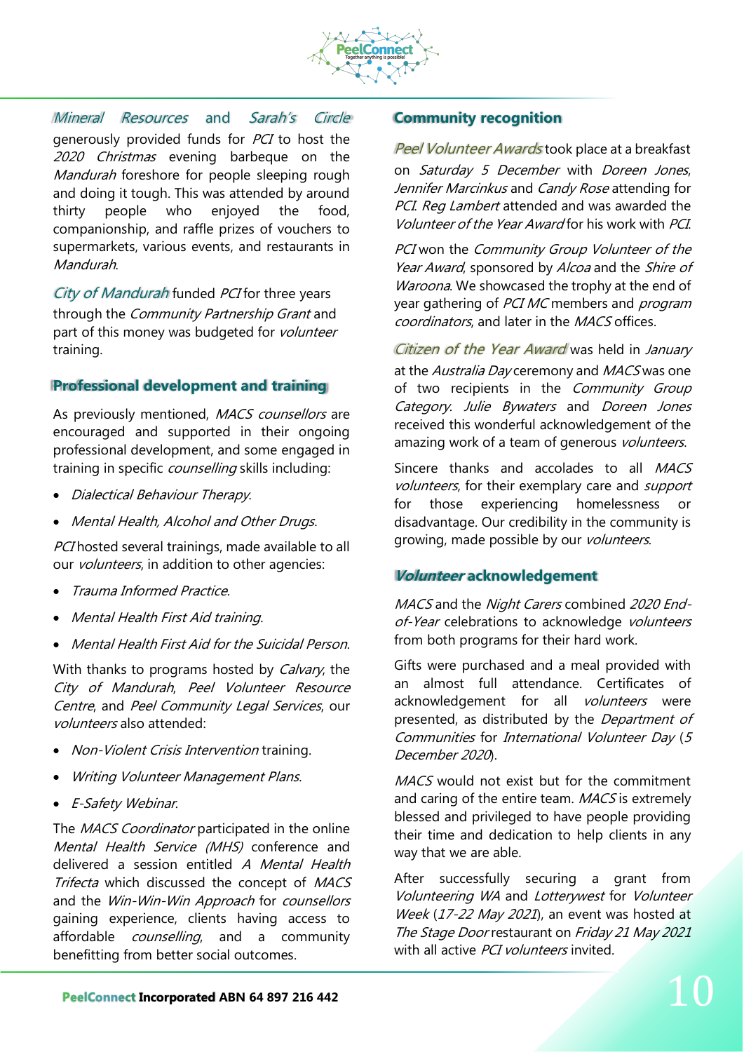*Mineral Resources* and *Sarah's Circle* generously provided funds for *PCI* to host the *2020 Christmas* evening barbeque on the *Mandurah* foreshore for people sleeping rough and doing it tough. This was attended by around thirty people who enjoyed the food, companionship, and raffle prizes of vouchers to supermarkets, various events, and restaurants in *Mandurah*.

*City of Mandurah* funded *PCI* for three years through the *Community Partnership Grant* and part of this money was budgeted for *volunteer* training.

## Professional development and training

As previously mentioned, *MACS counsellors* are encouraged and supported in their ongoing professional development, and some engaged in training in specific *counselling* skills including:

- *Dialectical Behaviour Therapy*.
- *Mental Health, Alcohol and Other Drugs*.

*PCI* hosted several trainings, made available to all our *volunteers*, in addition to other agencies:

- *Trauma Informed Practice*.
- *Mental Health First Aid training*.
- *Mental Health First Aid for the Suicidal Person*.

With thanks to programs hosted by *Calvary*, the *City of Mandurah*, *Peel Volunteer Resource Centre*, and *Peel Community Legal Services*, our *volunteers* also attended:

- *Non-Violent Crisis Intervention* training.
- *Writing Volunteer Management Plans*.
- *E-Safety Webinar*.

The *MACS Coordinator* participated in the online *Mental Health Service (MHS)* conference and delivered a session entitled *A Mental Health Trifecta* which discussed the concept of *MACS* and the *Win-Win-Win Approach* for *counsellors* gaining experience, clients having access to affordable *counselling*, and a community benefitting from better social outcomes.

## Community recognition

*Peel Volunteer Awards* took place at a breakfast on *Saturday 5 December* with *Doreen Jones*, *Jennifer Marcinkus* and *Candy Rose* attending for *PCI*. *Reg Lambert* attended and was awarded the *Volunteer of the Year Award* for his work with *PCI*.

*PCI* won the *Community Group Volunteer of the Year Award*, sponsored by *Alcoa* and the *Shire of Waroona*. We showcased the trophy at the end of year gathering of *PCI MC* members and *program coordinators*, and later in the *MACS* offices.

*Citizen of the Year Award* was held in *January* at the *Australia Day* ceremony and *MACS* was one of two recipients in the *Community Group Category*. *Julie Bywaters* and *Doreen Jones* received this wonderful acknowledgement of the amazing work of a team of generous *volunteers*.

Sincere thanks and accolades to all *MACS volunteers*, for their exemplary care and *support* for those experiencing homelessness or disadvantage. Our credibility in the community is growing, made possible by our *volunteers*.

## *Volunteer* acknowledgement

*MACS* and the *Night Carers* combined *2020 End-of-Year* celebrations to acknowledge *volunteers* from both programs for their hard work.

Gifts were purchased and a meal provided with an almost full attendance. Certificates of acknowledgement for all *volunteers* were presented, as distributed by the *Department of Communities* for *International Volunteer Day* (*5 December 2020*).

*MACS* would not exist but for the commitment and caring of the entire team. *MACS* is extremely blessed and privileged to have people providing their time and dedication to help clients in any way that we are able.

After successfully securing a grant from *Volunteering WA* and *Lotterywest* for *Volunteer Week* (*17-22 May 2021*), an event was hosted at *The Stage Door* restaurant on *Friday 21 May 2021* with all active *PCI volunteers* invited.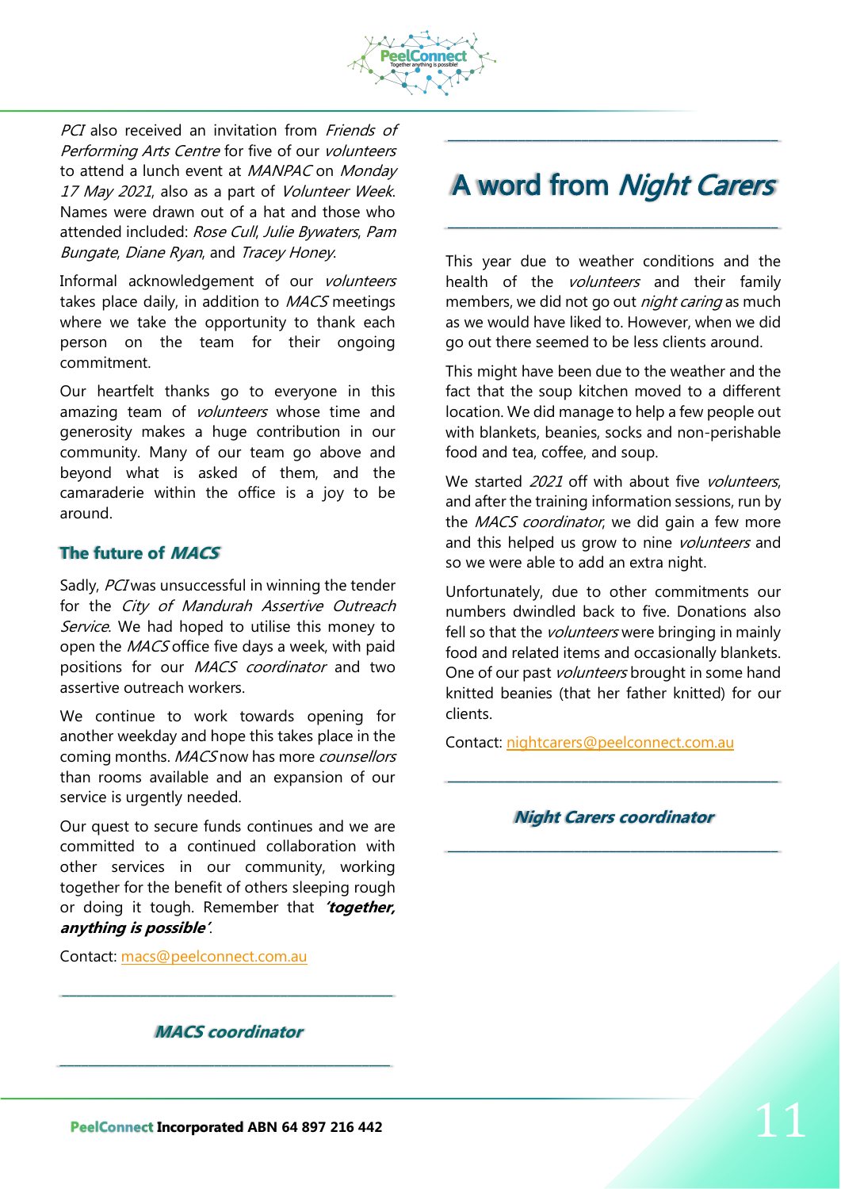*PCI* also received an invitation from *Friends of Performing Arts Centre* for five of our *volunteers* to attend a lunch event at *MANPAC* on *Monday 17 May 2021*, also as a part of *Volunteer Week*. Names were drawn out of a hat and those who attended included: *Rose Cull*, *Julie Bywaters*, *Pam Bungate*, *Diane Ryan*, and *Tracey Honey*.

Informal acknowledgement of our *volunteers* takes place daily, in addition to *MACS* meetings where we take the opportunity to thank each person on the team for their ongoing commitment.

Our heartfelt thanks go to everyone in this amazing team of *volunteers* whose time and generosity makes a huge contribution in our community. Many of our team go above and beyond what is asked of them, and the camaraderie within the office is a joy to be around.

### The future of *MACS*

Sadly, *PCI* was unsuccessful in winning the tender for the *City of Mandurah Assertive Outreach Service*. We had hoped to utilise this money to open the *MACS* office five days a week, with paid positions for our *MACS coordinator* and two assertive outreach workers.

We continue to work towards opening for another weekday and hope this takes place in the coming months. *MACS* now has more *counsellors* than rooms available and an expansion of our service is urgently needed.

Our quest to secure funds continues and we are committed to a continued collaboration with other services in our community, working together for the benefit of others sleeping rough or doing it tough. Remember that ***'together, anything is possible'***.

Contact: macs@peelconnect.com.au

---

***MACS coordinator***

---

---

# A word from *Night Carers*

---

This year due to weather conditions and the health of the *volunteers* and their family members, we did not go out *night caring* as much as we would have liked to. However, when we did go out there seemed to be less clients around.

This might have been due to the weather and the fact that the soup kitchen moved to a different location. We did manage to help a few people out with blankets, beanies, socks and non-perishable food and tea, coffee, and soup.

We started *2021* off with about five *volunteers*, and after the training information sessions, run by the *MACS coordinator*, we did gain a few more and this helped us grow to nine *volunteers* and so we were able to add an extra night.

Unfortunately, due to other commitments our numbers dwindled back to five. Donations also fell so that the *volunteers* were bringing in mainly food and related items and occasionally blankets. One of our past *volunteers* brought in some hand knitted beanies (that her father knitted) for our clients.

Contact: nightcarers@peelconnect.com.au

---

***Night Carers coordinator***

---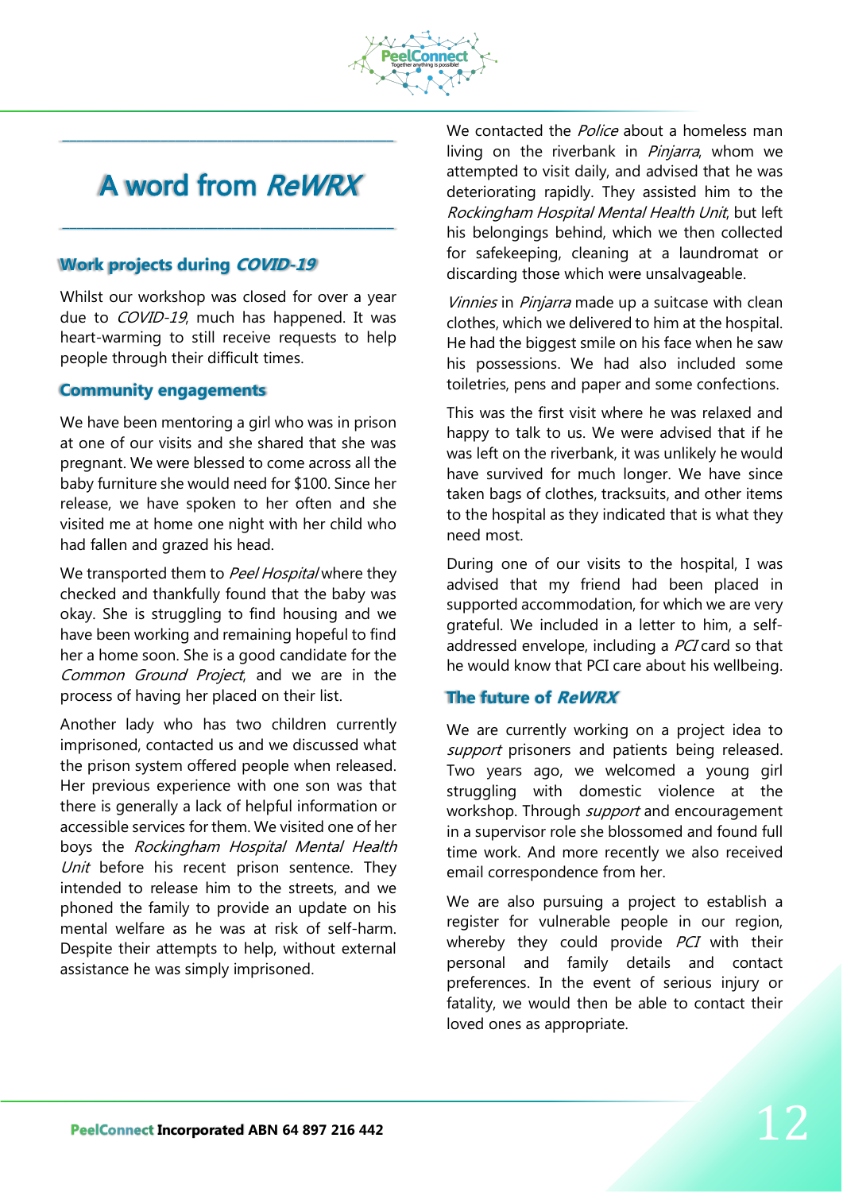# A word from *ReWRX*

## Work projects during *COVID-19*

Whilst our workshop was closed for over a year due to *COVID-19*, much has happened. It was heart-warming to still receive requests to help people through their difficult times.

## Community engagements

We have been mentoring a girl who was in prison at one of our visits and she shared that she was pregnant. We were blessed to come across all the baby furniture she would need for $100. Since her release, we have spoken to her often and she visited me at home one night with her child who had fallen and grazed his head.

We transported them to *Peel Hospital* where they checked and thankfully found that the baby was okay. She is struggling to find housing and we have been working and remaining hopeful to find her a home soon. She is a good candidate for the *Common Ground Project*, and we are in the process of having her placed on their list.

Another lady who has two children currently imprisoned, contacted us and we discussed what the prison system offered people when released. Her previous experience with one son was that there is generally a lack of helpful information or accessible services for them. We visited one of her boys the *Rockingham Hospital Mental Health Unit* before his recent prison sentence. They intended to release him to the streets, and we phoned the family to provide an update on his mental welfare as he was at risk of self-harm. Despite their attempts to help, without external assistance he was simply imprisoned.

We contacted the *Police* about a homeless man living on the riverbank in *Pinjarra*, whom we attempted to visit daily, and advised that he was deteriorating rapidly. They assisted him to the *Rockingham Hospital Mental Health Unit*, but left his belongings behind, which we then collected for safekeeping, cleaning at a laundromat or discarding those which were unsalvageable.

*Vinnies* in *Pinjarra* made up a suitcase with clean clothes, which we delivered to him at the hospital. He had the biggest smile on his face when he saw his possessions. We had also included some toiletries, pens and paper and some confections.

This was the first visit where he was relaxed and happy to talk to us. We were advised that if he was left on the riverbank, it was unlikely he would have survived for much longer. We have since taken bags of clothes, tracksuits, and other items to the hospital as they indicated that is what they need most.

During one of our visits to the hospital, I was advised that my friend had been placed in supported accommodation, for which we are very grateful. We included in a letter to him, a self-addressed envelope, including a *PCI* card so that he would know that PCI care about his wellbeing.

## The future of *ReWRX*

We are currently working on a project idea to *support* prisoners and patients being released. Two years ago, we welcomed a young girl struggling with domestic violence at the workshop. Through *support* and encouragement in a supervisor role she blossomed and found full time work. And more recently we also received email correspondence from her.

We are also pursuing a project to establish a register for vulnerable people in our region, whereby they could provide *PCI* with their personal and family details and contact preferences. In the event of serious injury or fatality, we would then be able to contact their loved ones as appropriate.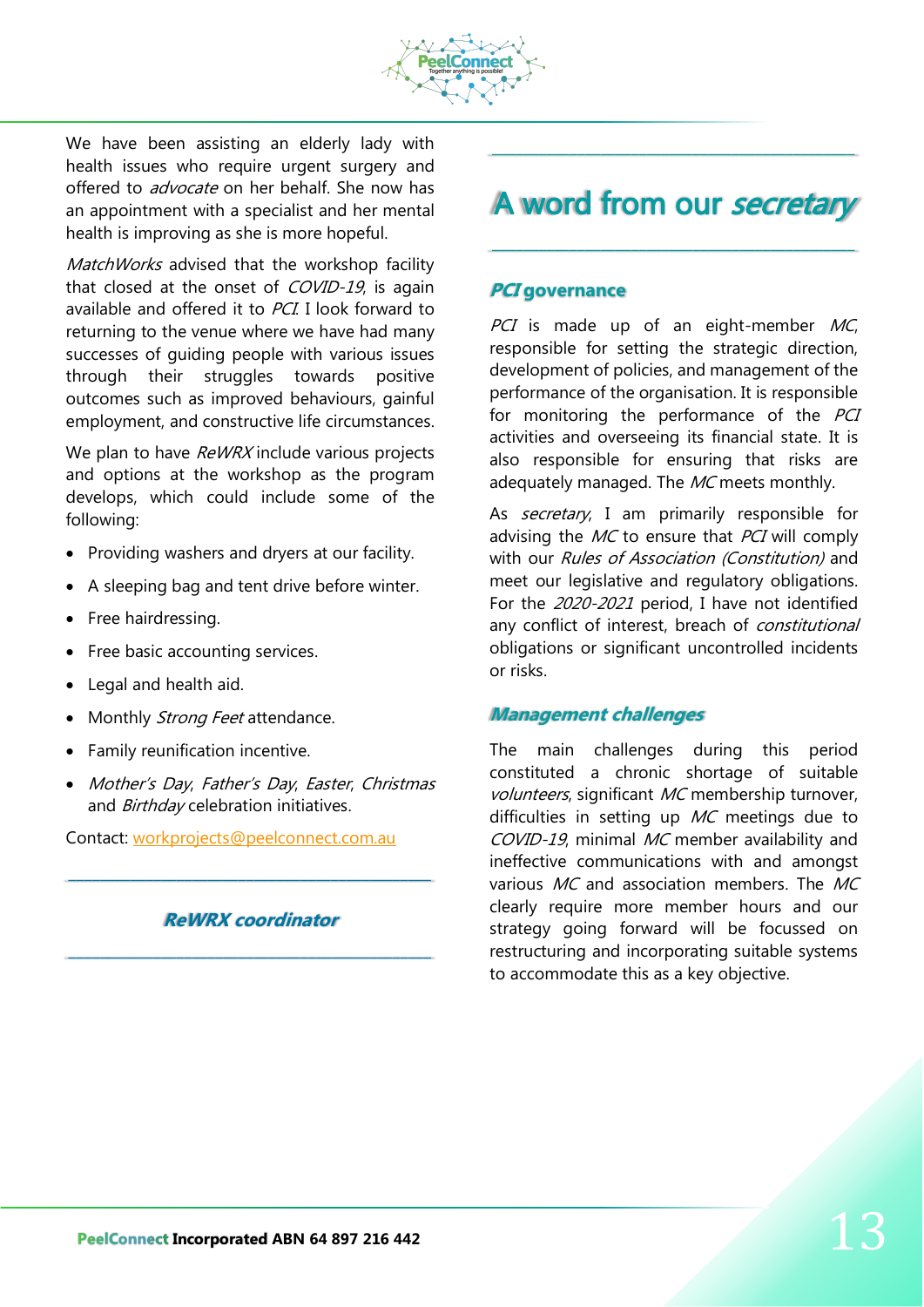We have been assisting an elderly lady with health issues who require urgent surgery and offered to *advocate* on her behalf. She now has an appointment with a specialist and her mental health is improving as she is more hopeful.

*MatchWorks* advised that the workshop facility that closed at the onset of *COVID-19*, is again available and offered it to *PCI*. I look forward to returning to the venue where we have had many successes of guiding people with various issues through their struggles towards positive outcomes such as improved behaviours, gainful employment, and constructive life circumstances.

We plan to have *ReWRX* include various projects and options at the workshop as the program develops, which could include some of the following:

- Providing washers and dryers at our facility.
- A sleeping bag and tent drive before winter.
- Free hairdressing.
- Free basic accounting services.
- Legal and health aid.
- Monthly *Strong Feet* attendance.
- Family reunification incentive.
- *Mother's Day*, *Father's Day*, *Easter*, *Christmas* and *Birthday* celebration initiatives.

Contact: workprojects@peelconnect.com.au

---

***ReWRX coordinator***

---

# A word from our *secretary*

### *PCI* governance

*PCI* is made up of an eight-member *MC*, responsible for setting the strategic direction, development of policies, and management of the performance of the organisation. It is responsible for monitoring the performance of the *PCI* activities and overseeing its financial state. It is also responsible for ensuring that risks are adequately managed. The *MC* meets monthly.

As *secretary*, I am primarily responsible for advising the *MC* to ensure that *PCI* will comply with our *Rules of Association (Constitution)* and meet our legislative and regulatory obligations. For the *2020-2021* period, I have not identified any conflict of interest, breach of *constitutional* obligations or significant uncontrolled incidents or risks.

### *Management challenges*

The main challenges during this period constituted a chronic shortage of suitable *volunteers*, significant *MC* membership turnover, difficulties in setting up *MC* meetings due to *COVID-19*, minimal *MC* member availability and ineffective communications with and amongst various *MC* and association members. The *MC* clearly require more member hours and our strategy going forward will be focussed on restructuring and incorporating suitable systems to accommodate this as a key objective.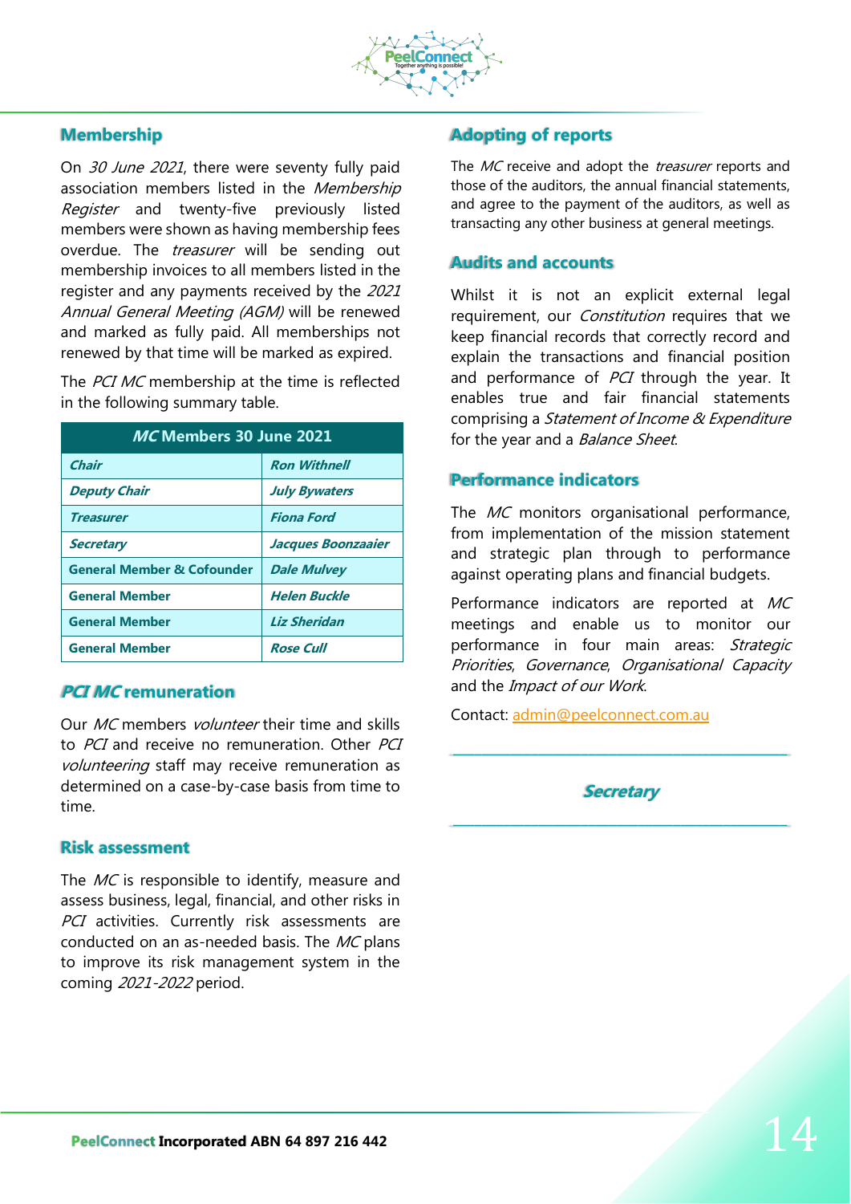## Membership

On *30 June 2021*, there were seventy fully paid association members listed in the *Membership Register* and twenty-five previously listed members were shown as having membership fees overdue. The *treasurer* will be sending out membership invoices to all members listed in the register and any payments received by the *2021 Annual General Meeting (AGM)* will be renewed and marked as fully paid. All memberships not renewed by that time will be marked as expired.

The *PCI MC* membership at the time is reflected in the following summary table.

| ***MC* Members 30 June 2021** | |
|---|---|
| ***Chair*** | ***Ron Withnell*** |
| ***Deputy Chair*** | ***July Bywaters*** |
| ***Treasurer*** | ***Fiona Ford*** |
| ***Secretary*** | ***Jacques Boonzaaier*** |
| **General Member & Cofounder** | ***Dale Mulvey*** |
| **General Member** | ***Helen Buckle*** |
| **General Member** | ***Liz Sheridan*** |
| **General Member** | ***Rose Cull*** |

## *PCI MC* remuneration

Our *MC* members *volunteer* their time and skills to *PCI* and receive no remuneration. Other *PCI volunteering* staff may receive remuneration as determined on a case-by-case basis from time to time.

## Risk assessment

The *MC* is responsible to identify, measure and assess business, legal, financial, and other risks in *PCI* activities. Currently risk assessments are conducted on an as-needed basis. The *MC* plans to improve its risk management system in the coming *2021-2022* period.

## Adopting of reports

The *MC* receive and adopt the *treasurer* reports and those of the auditors, the annual financial statements, and agree to the payment of the auditors, as well as transacting any other business at general meetings.

## Audits and accounts

Whilst it is not an explicit external legal requirement, our *Constitution* requires that we keep financial records that correctly record and explain the transactions and financial position and performance of *PCI* through the year. It enables true and fair financial statements comprising a *Statement of Income & Expenditure* for the year and a *Balance Sheet*.

## Performance indicators

The *MC* monitors organisational performance, from implementation of the mission statement and strategic plan through to performance against operating plans and financial budgets.

Performance indicators are reported at *MC* meetings and enable us to monitor our performance in four main areas: *Strategic Priorities*, *Governance*, *Organisational Capacity* and the *Impact of our Work*.

Contact: admin@peelconnect.com.au

---

***Secretary***

---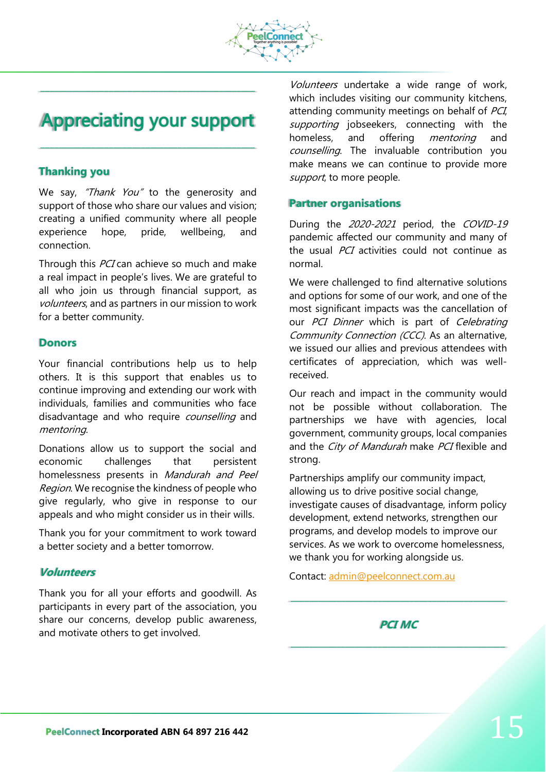# Appreciating your support

## Thanking you

We say, *"Thank You"* to the generosity and support of those who share our values and vision; creating a unified community where all people experience hope, pride, wellbeing, and connection.

Through this *PCI* can achieve so much and make a real impact in people's lives. We are grateful to all who join us through financial support, as *volunteers*, and as partners in our mission to work for a better community.

## Donors

Your financial contributions help us to help others. It is this support that enables us to continue improving and extending our work with individuals, families and communities who face disadvantage and who require *counselling* and *mentoring*.

Donations allow us to support the social and economic challenges that persistent homelessness presents in *Mandurah and Peel Region*. We recognise the kindness of people who give regularly, who give in response to our appeals and who might consider us in their wills.

Thank you for your commitment to work toward a better society and a better tomorrow.

## *Volunteers*

Thank you for all your efforts and goodwill. As participants in every part of the association, you share our concerns, develop public awareness, and motivate others to get involved.

*Volunteers* undertake a wide range of work, which includes visiting our community kitchens, attending community meetings on behalf of *PCI*, *supporting* jobseekers, connecting with the homeless, and offering *mentoring* and *counselling*. The invaluable contribution you make means we can continue to provide more *support*, to more people.

## Partner organisations

During the *2020-2021* period, the *COVID-19* pandemic affected our community and many of the usual *PCI* activities could not continue as normal.

We were challenged to find alternative solutions and options for some of our work, and one of the most significant impacts was the cancellation of our *PCI Dinner* which is part of *Celebrating Community Connection (CCC)*. As an alternative, we issued our allies and previous attendees with certificates of appreciation, which was well-received.

Our reach and impact in the community would not be possible without collaboration. The partnerships we have with agencies, local government, community groups, local companies and the *City of Mandurah* make *PCI* flexible and strong.

Partnerships amplify our community impact, allowing us to drive positive social change, investigate causes of disadvantage, inform policy development, extend networks, strengthen our programs, and develop models to improve our services. As we work to overcome homelessness, we thank you for working alongside us.

Contact: admin@peelconnect.com.au

***PCI MC***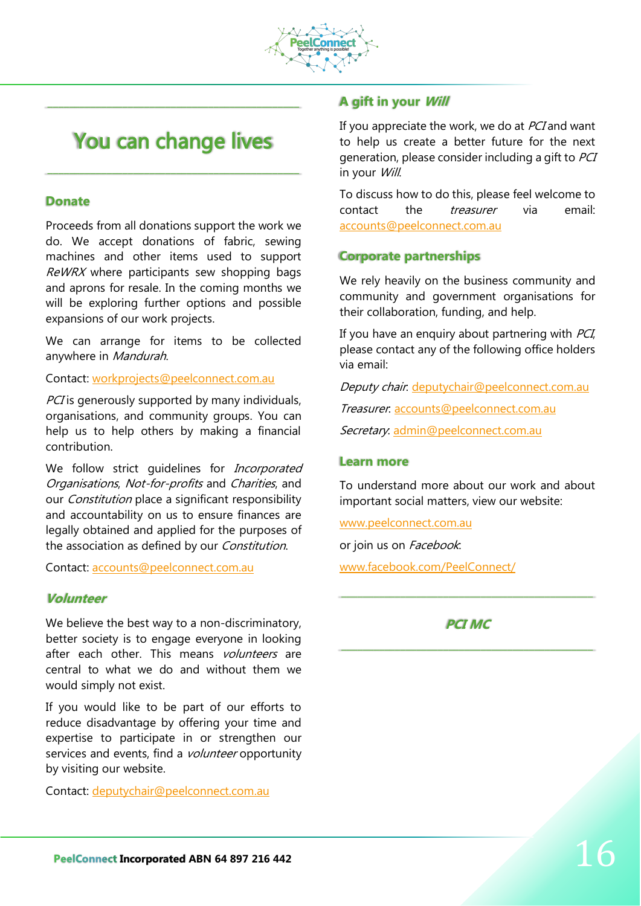# You can change lives

## Donate

Proceeds from all donations support the work we do. We accept donations of fabric, sewing machines and other items used to support *ReWRX* where participants sew shopping bags and aprons for resale. In the coming months we will be exploring further options and possible expansions of our work projects.

We can arrange for items to be collected anywhere in *Mandurah*.

Contact: workprojects@peelconnect.com.au

*PCI* is generously supported by many individuals, organisations, and community groups. You can help us to help others by making a financial contribution.

We follow strict guidelines for *Incorporated Organisations*, *Not-for-profits* and *Charities*, and our *Constitution* place a significant responsibility and accountability on us to ensure finances are legally obtained and applied for the purposes of the association as defined by our *Constitution*.

Contact: accounts@peelconnect.com.au

## *Volunteer*

We believe the best way to a non-discriminatory, better society is to engage everyone in looking after each other. This means *volunteers* are central to what we do and without them we would simply not exist.

If you would like to be part of our efforts to reduce disadvantage by offering your time and expertise to participate in or strengthen our services and events, find a *volunteer* opportunity by visiting our website.

Contact: deputychair@peelconnect.com.au

## A gift in your *Will*

If you appreciate the work, we do at *PCI* and want to help us create a better future for the next generation, please consider including a gift to *PCI* in your *Will*.

To discuss how to do this, please feel welcome to contact the *treasurer* via email: accounts@peelconnect.com.au

## Corporate partnerships

We rely heavily on the business community and community and government organisations for their collaboration, funding, and help.

If you have an enquiry about partnering with *PCI*, please contact any of the following office holders via email:

*Deputy chair*: deputychair@peelconnect.com.au

*Treasurer*: accounts@peelconnect.com.au

*Secretary*: admin@peelconnect.com.au

## Learn more

To understand more about our work and about important social matters, view our website:

www.peelconnect.com.au

or join us on *Facebook*:

www.facebook.com/PeelConnect/

***PCI MC***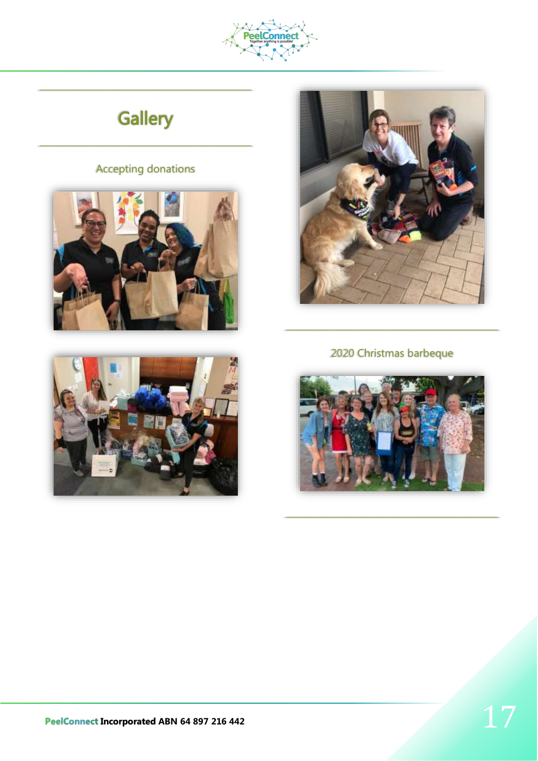# Gallery

Accepting donations

2020 Christmas barbeque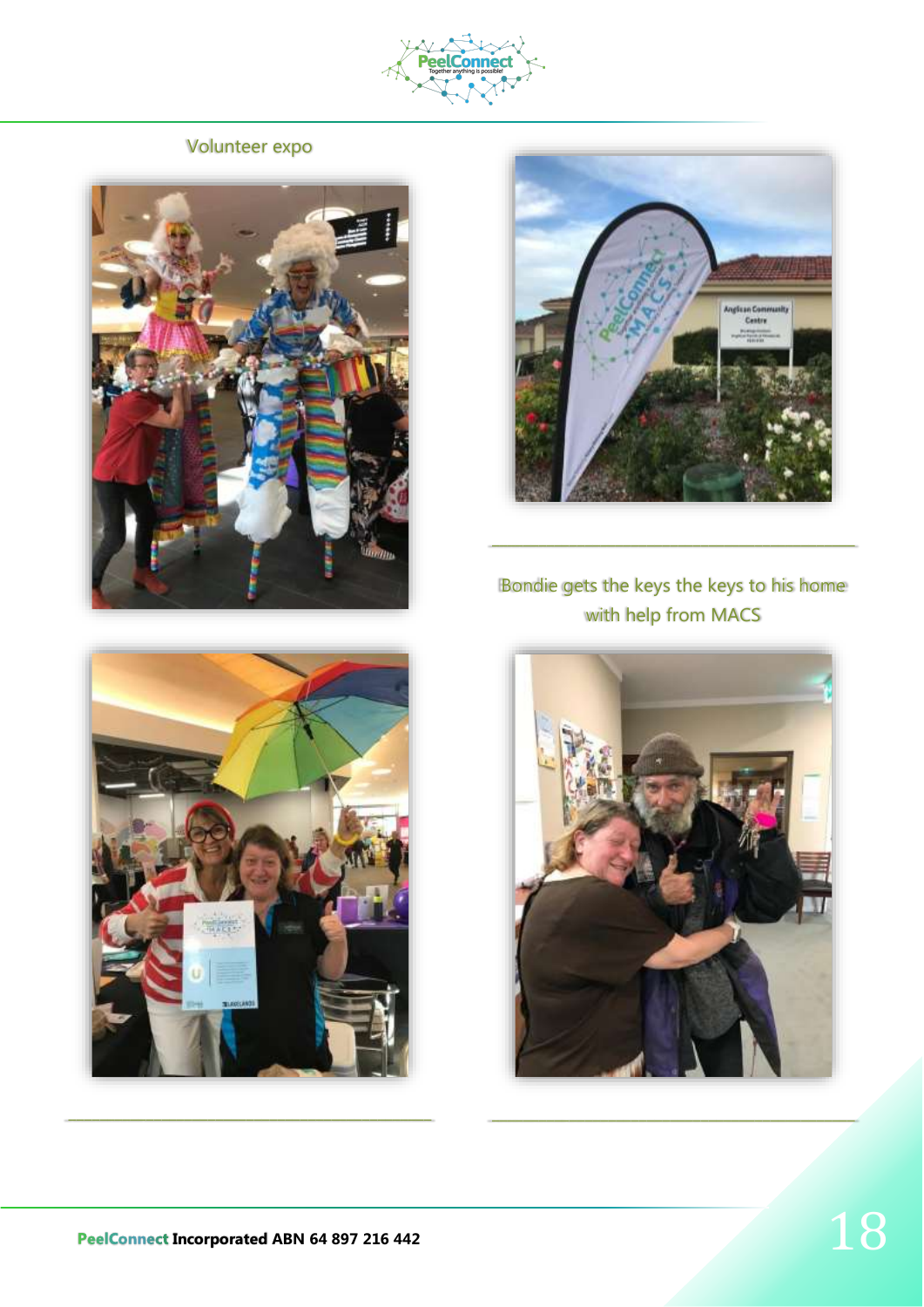Volunteer expo

Bondie gets the keys the keys to his home with help from MACS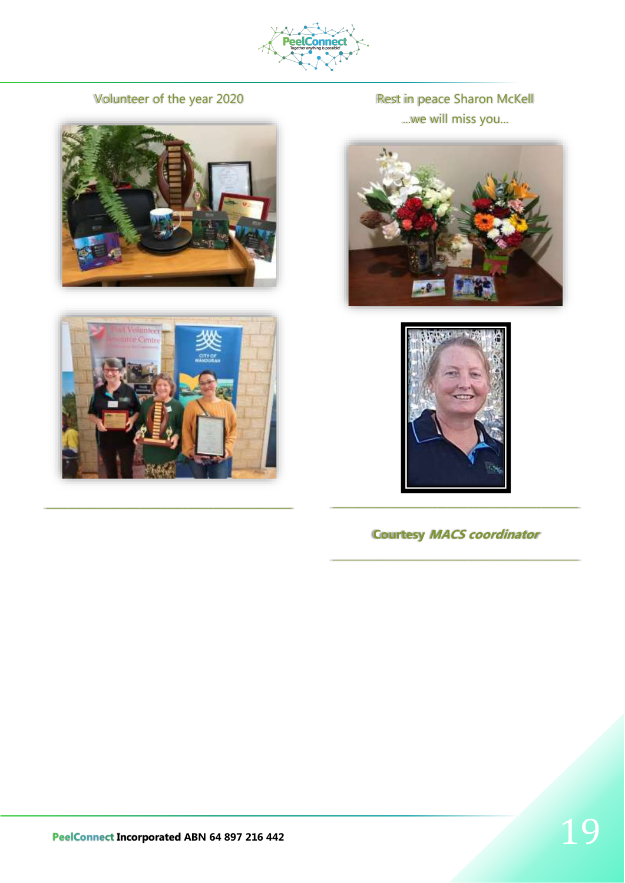Volunteer of the year 2020

Rest in peace Sharon McKell

...we will miss you...

---

**Courtesy *MACS coordinator***

---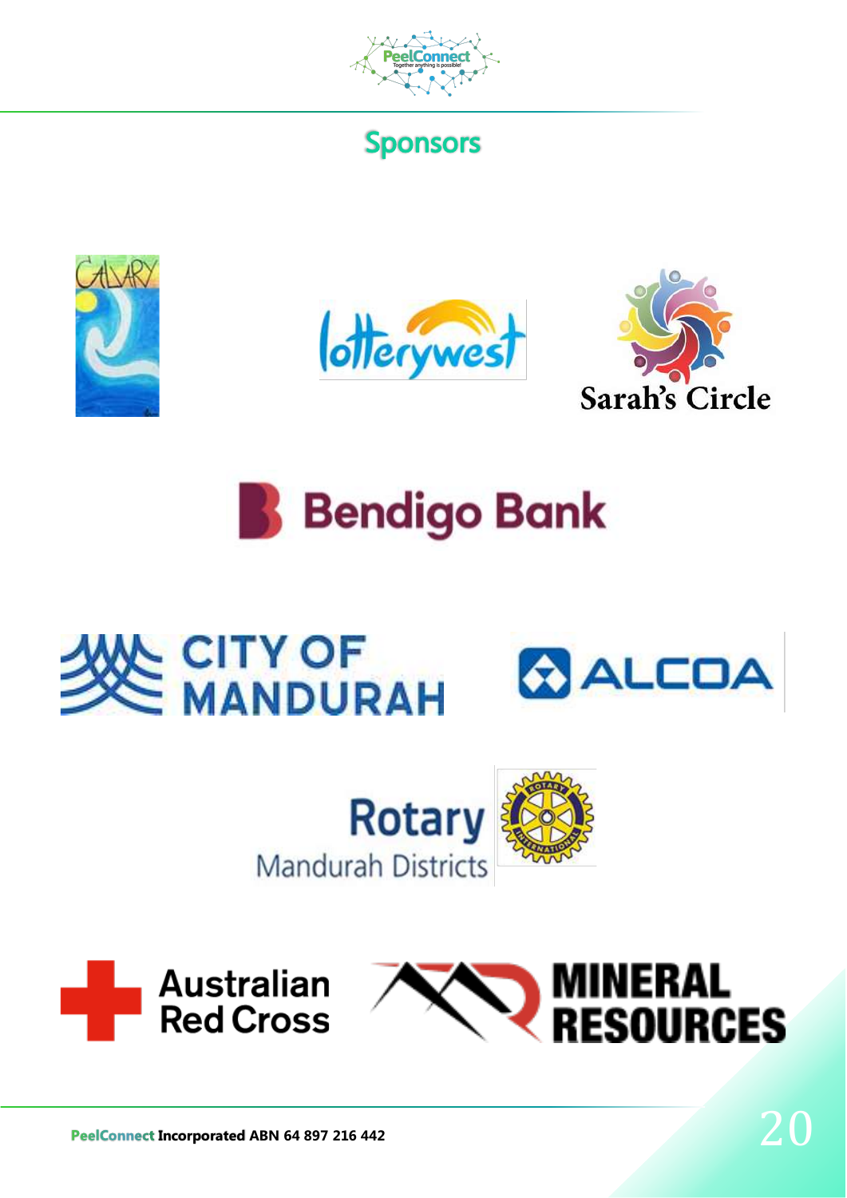## Sponsors

Calvary

Lotterywest

Sarah's Circle

Bendigo Bank

City of Mandurah

Alcoa

Rotary Mandurah Districts

Australian Red Cross

Mineral Resources